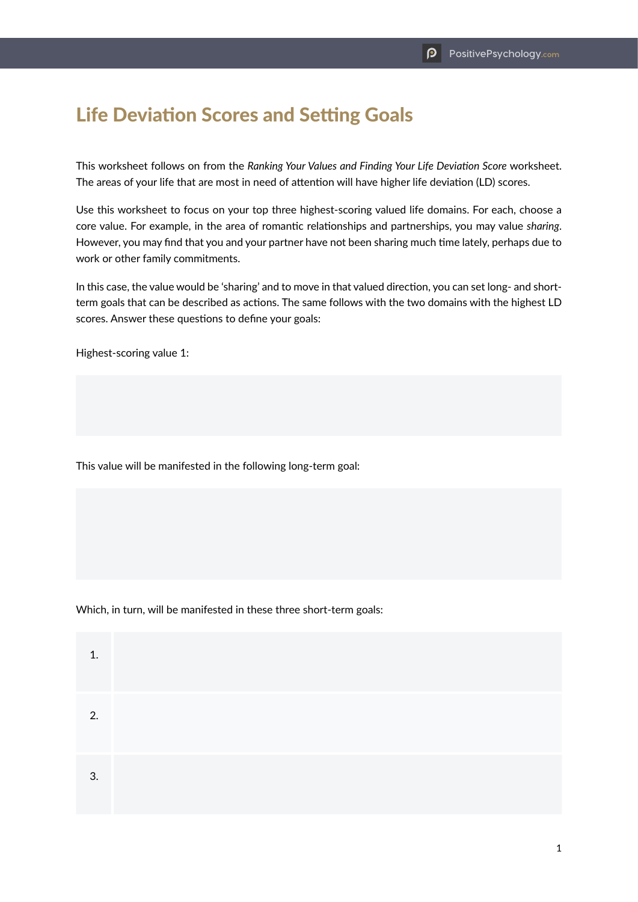# Life Deviation Scores and Setting Goals

This worksheet follows on from the *Ranking Your Values and Finding Your Life Deviation Score* worksheet. The areas of your life that are most in need of attention will have higher life deviation (LD) scores.

Use this worksheet to focus on your top three highest-scoring valued life domains. For each, choose a core value. For example, in the area of romantic relationships and partnerships, you may value *sharing*. However, you may find that you and your partner have not been sharing much time lately, perhaps due to work or other family commitments.

In this case, the value would be 'sharing' and to move in that valued direction, you can set long- and short-term goals that can be described as actions. The same follows with the two domains with the highest LD scores. Answer these questions to define your goals:

Highest-scoring value 1:

This value will be manifested in the following long-term goal:

Which, in turn, will be manifested in these three short-term goals:

| | |
|---|---|
| 1. | |
| 2. | |
| 3. | |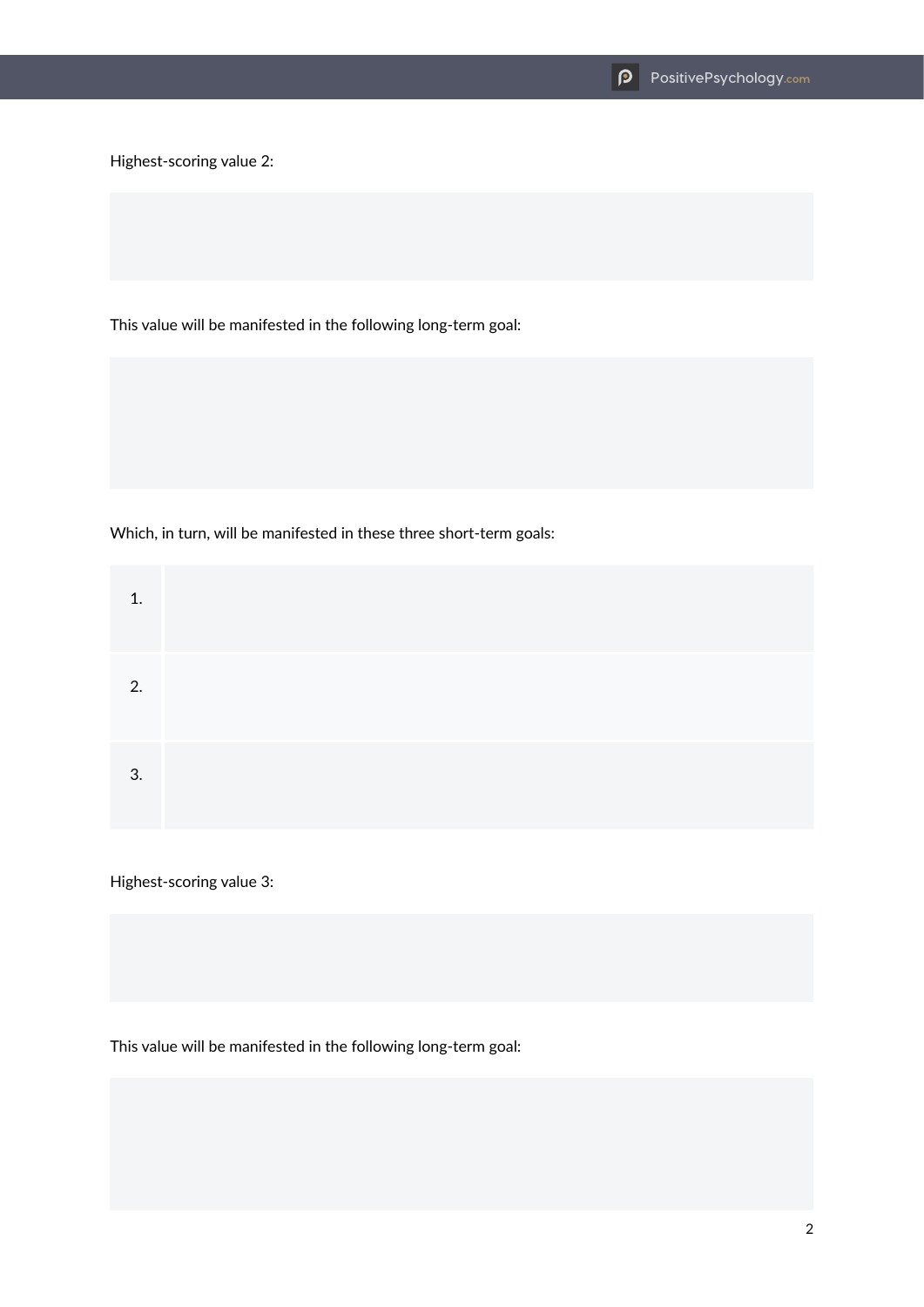Highest-scoring value 2:

This value will be manifested in the following long-term goal:

Which, in turn, will be manifested in these three short-term goals:

| | |
|---|---|
| 1. | |
| 2. | |
| 3. | |

Highest-scoring value 3:

This value will be manifested in the following long-term goal: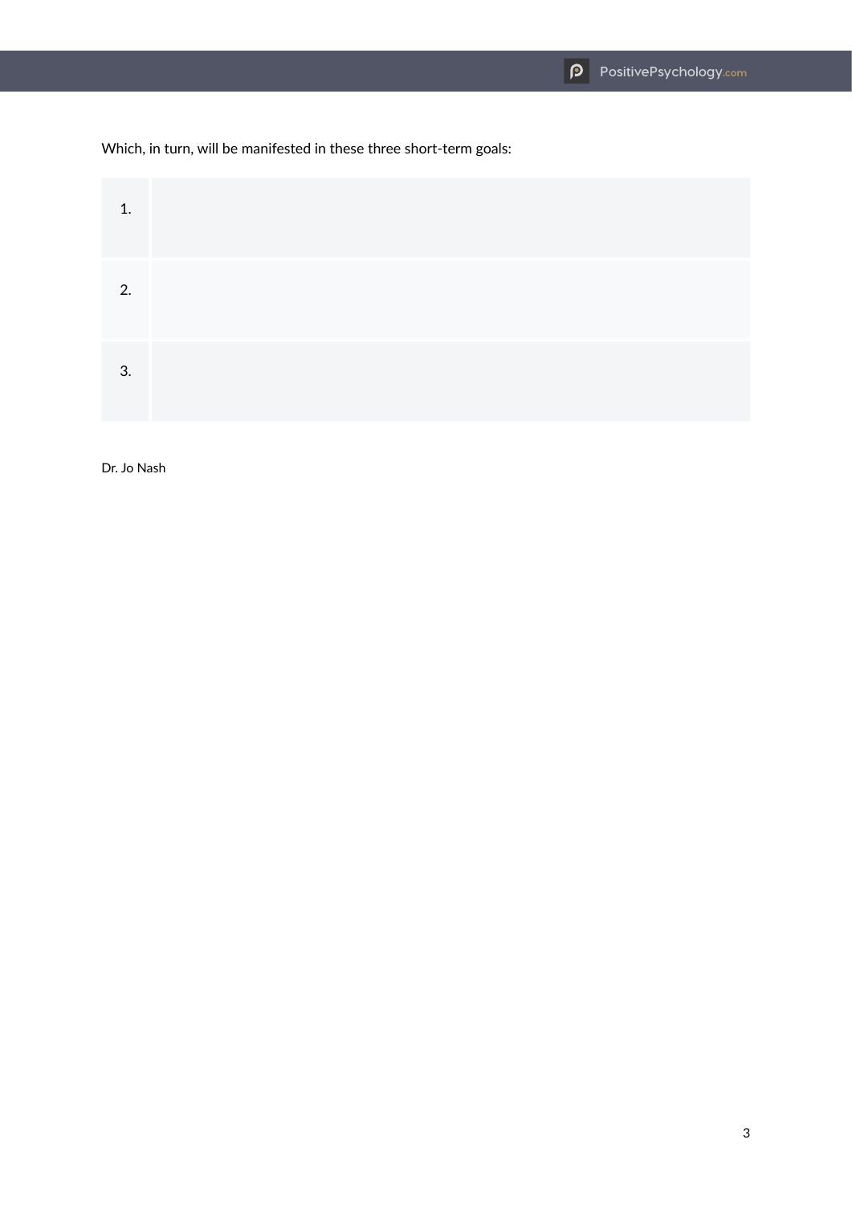Which, in turn, will be manifested in these three short-term goals:

| | |
|---|---|
| 1. | |
| 2. | |
| 3. | |

Dr. Jo Nash